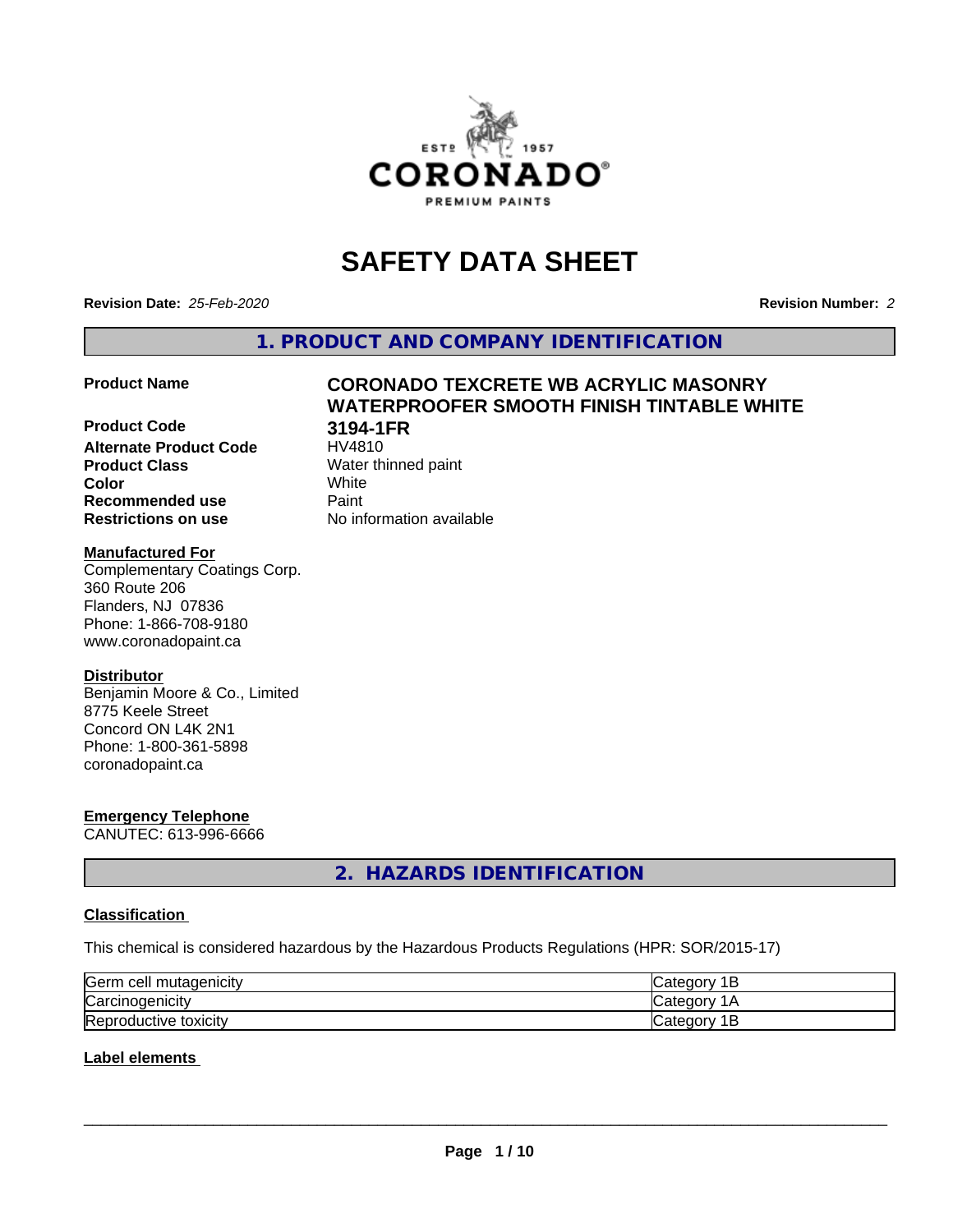# SAFETY DATA SHEET

**Revision Date:** *25-Feb-2020*

**Revision Number:** *2*

## 1. PRODUCT AND COMPANY IDENTIFICATION

| | |
|---|---|
| **Product Name** | **CORONADO TEXCRETE WB ACRYLIC MASONRY WATERPROOFER SMOOTH FINISH TINTABLE WHITE** |
| **Product Code** | **3194-1FR** |
| **Alternate Product Code** | HV4810 |
| **Product Class** | Water thinned paint |
| **Color** | White |
| **Recommended use** | Paint |
| **Restrictions on use** | No information available |

**Manufactured For**

Complementary Coatings Corp.
360 Route 206
Flanders, NJ 07836
Phone: 1-866-708-9180
www.coronadopaint.ca

**Distributor**

Benjamin Moore & Co., Limited
8775 Keele Street
Concord ON L4K 2N1
Phone: 1-800-361-5898
coronadopaint.ca

**Emergency Telephone**

CANUTEC: 613-996-6666

## 2. HAZARDS IDENTIFICATION

**Classification**

This chemical is considered hazardous by the Hazardous Products Regulations (HPR: SOR/2015-17)

| | |
|---|---|
| Germ cell mutagenicity | Category 1B |
| Carcinogenicity | Category 1A |
| Reproductive toxicity | Category 1B |

**Label elements**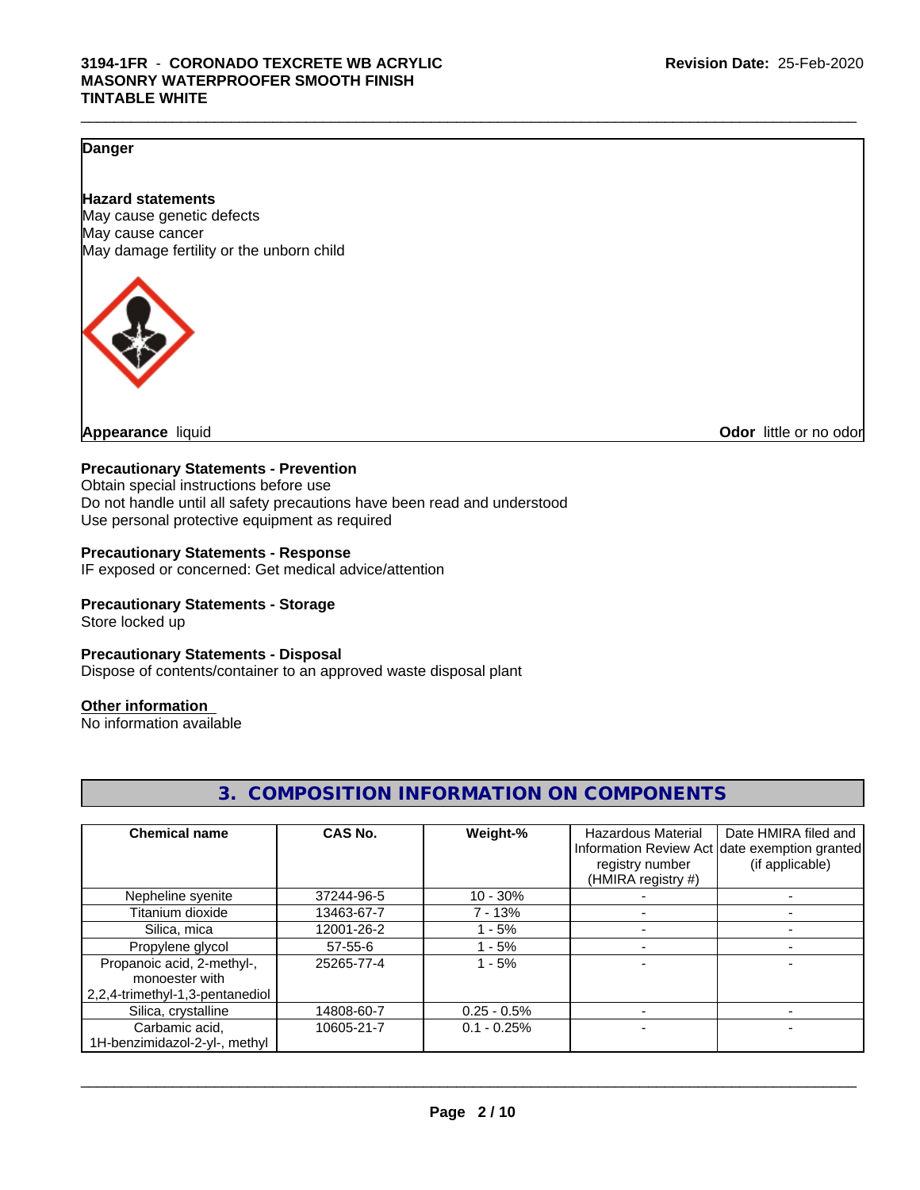**Danger**

**Hazard statements**

May cause genetic defects
May cause cancer
May damage fertility or the unborn child

**Appearance** liquid **Odor** little or no odor

**Precautionary Statements - Prevention**

Obtain special instructions before use
Do not handle until all safety precautions have been read and understood
Use personal protective equipment as required

**Precautionary Statements - Response**

IF exposed or concerned: Get medical advice/attention

**Precautionary Statements - Storage**

Store locked up

**Precautionary Statements - Disposal**

Dispose of contents/container to an approved waste disposal plant

**Other information**

No information available

## 3. COMPOSITION INFORMATION ON COMPONENTS

| Chemical name | CAS No. | Weight-% | Hazardous Material Information Review Act registry number (HMIRA registry #) | Date HMIRA filed and date exemption granted (if applicable) |
|---|---|---|---|---|
| Nepheline syenite | 37244-96-5 | 10 - 30% | - | - |
| Titanium dioxide | 13463-67-7 | 7 - 13% | - | - |
| Silica, mica | 12001-26-2 | 1 - 5% | - | - |
| Propylene glycol | 57-55-6 | 1 - 5% | - | - |
| Propanoic acid, 2-methyl-, monoester with 2,2,4-trimethyl-1,3-pentanediol | 25265-77-4 | 1 - 5% | - | - |
| Silica, crystalline | 14808-60-7 | 0.25 - 0.5% | - | - |
| Carbamic acid, 1H-benzimidazol-2-yl-, methyl | 10605-21-7 | 0.1 - 0.25% | - | - |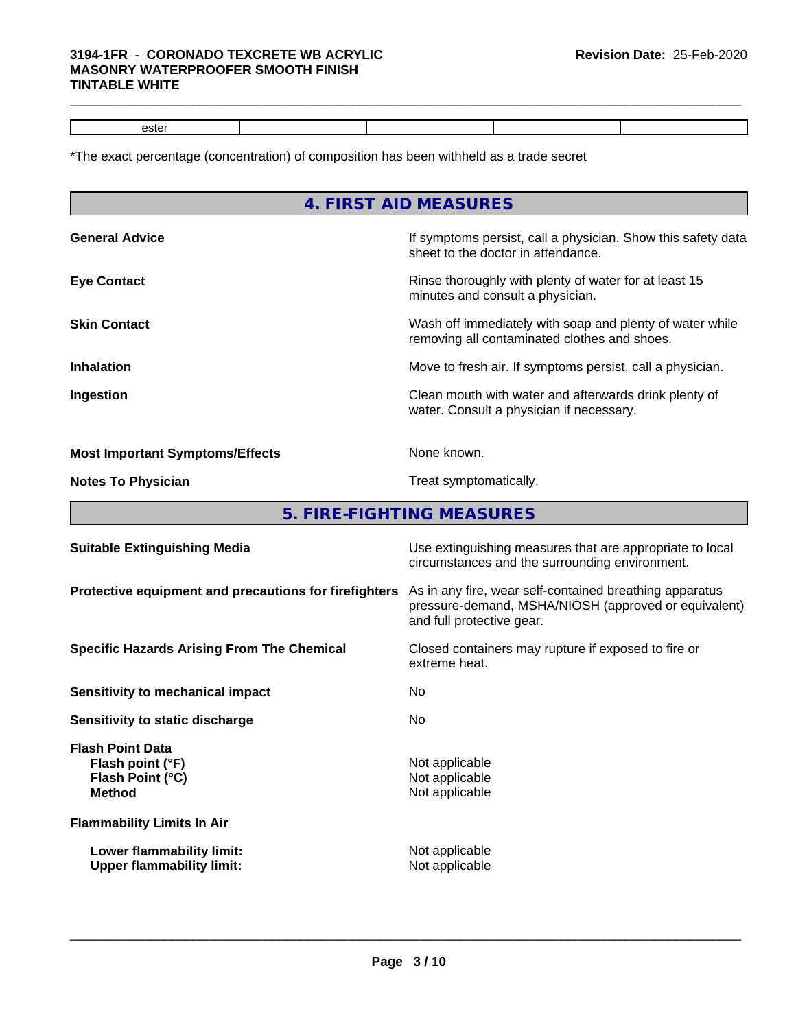| ester | | | | |
|---|---|---|---|---|

*The exact percentage (concentration) of composition has been withheld as a trade secret

## 4. FIRST AID MEASURES

**General Advice**: If symptoms persist, call a physician. Show this safety data sheet to the doctor in attendance.

**Eye Contact**: Rinse thoroughly with plenty of water for at least 15 minutes and consult a physician.

**Skin Contact**: Wash off immediately with soap and plenty of water while removing all contaminated clothes and shoes.

**Inhalation**: Move to fresh air. If symptoms persist, call a physician.

**Ingestion**: Clean mouth with water and afterwards drink plenty of water. Consult a physician if necessary.

**Most Important Symptoms/Effects**: None known.

**Notes To Physician**: Treat symptomatically.

## 5. FIRE-FIGHTING MEASURES

**Suitable Extinguishing Media**: Use extinguishing measures that are appropriate to local circumstances and the surrounding environment.

**Protective equipment and precautions for firefighters**: As in any fire, wear self-contained breathing apparatus pressure-demand, MSHA/NIOSH (approved or equivalent) and full protective gear.

**Specific Hazards Arising From The Chemical**: Closed containers may rupture if exposed to fire or extreme heat.

**Sensitivity to mechanical impact**: No

**Sensitivity to static discharge**: No

**Flash Point Data**
**Flash point (°F)**: Not applicable
**Flash Point (°C)**: Not applicable
**Method**: Not applicable

**Flammability Limits In Air**

**Lower flammability limit:** Not applicable
**Upper flammability limit:** Not applicable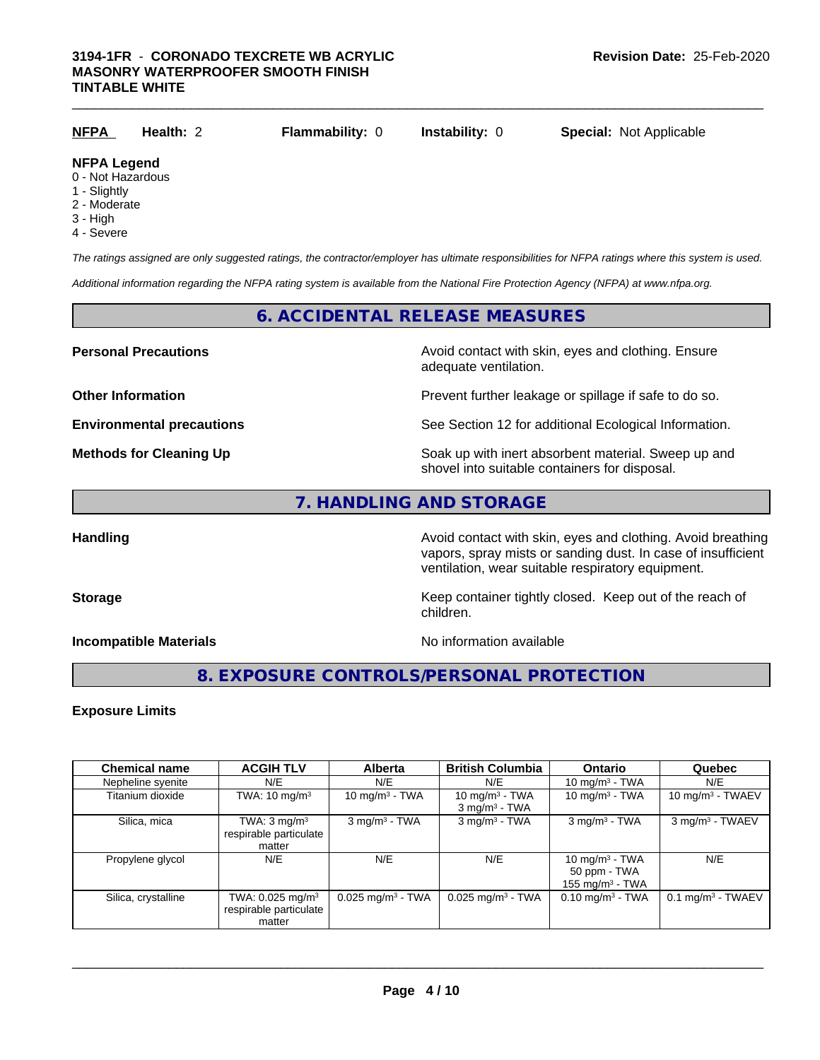| NFPA | Health: 2 | Flammability: 0 | Instability: 0 | Special: Not Applicable |
|---|---|---|---|---|

**NFPA Legend**
- 0 - Not Hazardous
- 1 - Slightly
- 2 - Moderate
- 3 - High
- 4 - Severe

*The ratings assigned are only suggested ratings, the contractor/employer has ultimate responsibilities for NFPA ratings where this system is used.*

*Additional information regarding the NFPA rating system is available from the National Fire Protection Agency (NFPA) at www.nfpa.org.*

## 6. ACCIDENTAL RELEASE MEASURES

**Personal Precautions** Avoid contact with skin, eyes and clothing. Ensure adequate ventilation.

**Other Information** Prevent further leakage or spillage if safe to do so.

**Environmental precautions** See Section 12 for additional Ecological Information.

**Methods for Cleaning Up** Soak up with inert absorbent material. Sweep up and shovel into suitable containers for disposal.

## 7. HANDLING AND STORAGE

**Handling** Avoid contact with skin, eyes and clothing. Avoid breathing vapors, spray mists or sanding dust. In case of insufficient ventilation, wear suitable respiratory equipment.

**Storage** Keep container tightly closed. Keep out of the reach of children.

**Incompatible Materials** No information available

## 8. EXPOSURE CONTROLS/PERSONAL PROTECTION

**Exposure Limits**

| Chemical name | ACGIH TLV | Alberta | British Columbia | Ontario | Quebec |
|---|---|---|---|---|---|
| Nepheline syenite | N/E | N/E | N/E | 10 mg/m³ - TWA | N/E |
| Titanium dioxide | TWA: 10 mg/m³ | 10 mg/m³ - TWA | 10 mg/m³ - TWA<br>3 mg/m³ - TWA | 10 mg/m³ - TWA | 10 mg/m³ - TWAEV |
| Silica, mica | TWA: 3 mg/m³ respirable particulate matter | 3 mg/m³ - TWA | 3 mg/m³ - TWA | 3 mg/m³ - TWA | 3 mg/m³ - TWAEV |
| Propylene glycol | N/E | N/E | N/E | 10 mg/m³ - TWA<br>50 ppm - TWA<br>155 mg/m³ - TWA | N/E |
| Silica, crystalline | TWA: 0.025 mg/m³ respirable particulate matter | 0.025 mg/m³ - TWA | 0.025 mg/m³ - TWA | 0.10 mg/m³ - TWA | 0.1 mg/m³ - TWAEV |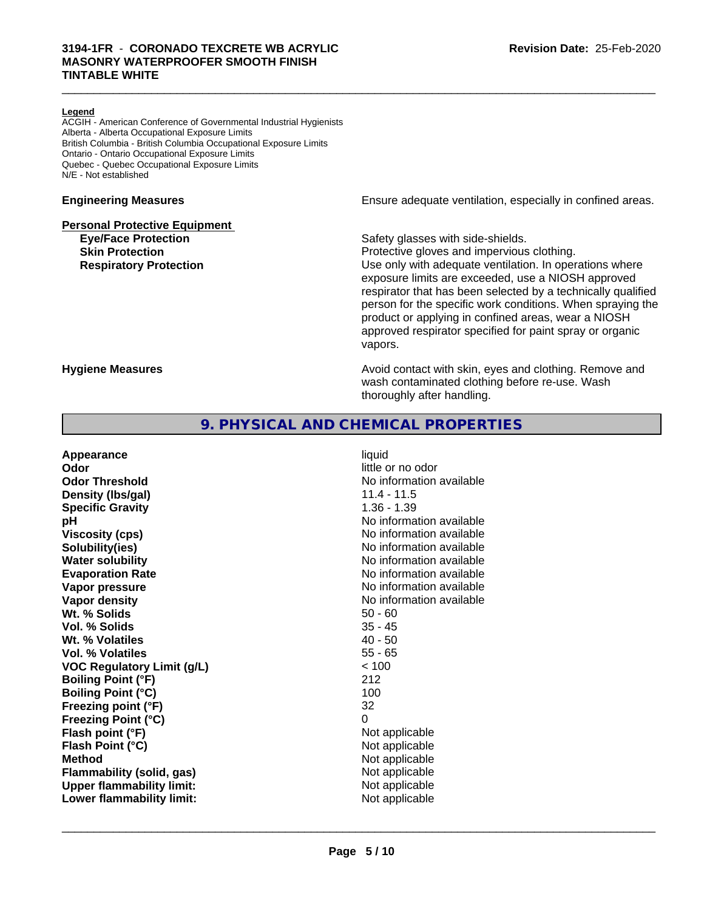**Legend**
ACGIH - American Conference of Governmental Industrial Hygienists
Alberta - Alberta Occupational Exposure Limits
British Columbia - British Columbia Occupational Exposure Limits
Ontario - Ontario Occupational Exposure Limits
Quebec - Quebec Occupational Exposure Limits
N/E - Not established

**Engineering Measures** — Ensure adequate ventilation, especially in confined areas.

**Personal Protective Equipment**

**Eye/Face Protection** — Safety glasses with side-shields.

**Skin Protection** — Protective gloves and impervious clothing.

**Respiratory Protection** — Use only with adequate ventilation. In operations where exposure limits are exceeded, use a NIOSH approved respirator that has been selected by a technically qualified person for the specific work conditions. When spraying the product or applying in confined areas, wear a NIOSH approved respirator specified for paint spray or organic vapors.

**Hygiene Measures** — Avoid contact with skin, eyes and clothing. Remove and wash contaminated clothing before re-use. Wash thoroughly after handling.

## 9. PHYSICAL AND CHEMICAL PROPERTIES

| Property | Value |
|---|---|
| **Appearance** | liquid |
| **Odor** | little or no odor |
| **Odor Threshold** | No information available |
| **Density (lbs/gal)** | 11.4 - 11.5 |
| **Specific Gravity** | 1.36 - 1.39 |
| **pH** | No information available |
| **Viscosity (cps)** | No information available |
| **Solubility(ies)** | No information available |
| **Water solubility** | No information available |
| **Evaporation Rate** | No information available |
| **Vapor pressure** | No information available |
| **Vapor density** | No information available |
| **Wt. % Solids** | 50 - 60 |
| **Vol. % Solids** | 35 - 45 |
| **Wt. % Volatiles** | 40 - 50 |
| **Vol. % Volatiles** | 55 - 65 |
| **VOC Regulatory Limit (g/L)** | < 100 |
| **Boiling Point (°F)** | 212 |
| **Boiling Point (°C)** | 100 |
| **Freezing point (°F)** | 32 |
| **Freezing Point (°C)** | 0 |
| **Flash point (°F)** | Not applicable |
| **Flash Point (°C)** | Not applicable |
| **Method** | Not applicable |
| **Flammability (solid, gas)** | Not applicable |
| **Upper flammability limit:** | Not applicable |
| **Lower flammability limit:** | Not applicable |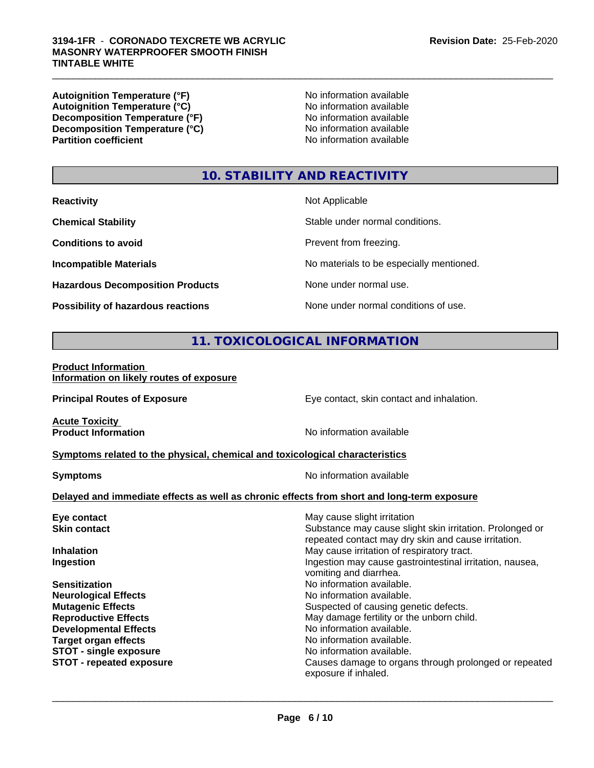| | |
|---|---|
| **Autoignition Temperature (°F)** | No information available |
| **Autoignition Temperature (°C)** | No information available |
| **Decomposition Temperature (°F)** | No information available |
| **Decomposition Temperature (°C)** | No information available |
| **Partition coefficient** | No information available |

## 10. STABILITY AND REACTIVITY

| | |
|---|---|
| **Reactivity** | Not Applicable |
| **Chemical Stability** | Stable under normal conditions. |
| **Conditions to avoid** | Prevent from freezing. |
| **Incompatible Materials** | No materials to be especially mentioned. |
| **Hazardous Decomposition Products** | None under normal use. |
| **Possibility of hazardous reactions** | None under normal conditions of use. |

## 11. TOXICOLOGICAL INFORMATION

**Product Information**
**Information on likely routes of exposure**

**Principal Routes of Exposure** — Eye contact, skin contact and inhalation.

**Acute Toxicity**
**Product Information** — No information available

**Symptoms related to the physical, chemical and toxicological characteristics**

**Symptoms** — No information available

**Delayed and immediate effects as well as chronic effects from short and long-term exposure**

| | |
|---|---|
| **Eye contact** | May cause slight irritation |
| **Skin contact** | Substance may cause slight skin irritation. Prolonged or repeated contact may dry skin and cause irritation. |
| **Inhalation** | May cause irritation of respiratory tract. |
| **Ingestion** | Ingestion may cause gastrointestinal irritation, nausea, vomiting and diarrhea. |
| **Sensitization** | No information available. |
| **Neurological Effects** | No information available. |
| **Mutagenic Effects** | Suspected of causing genetic defects. |
| **Reproductive Effects** | May damage fertility or the unborn child. |
| **Developmental Effects** | No information available. |
| **Target organ effects** | No information available. |
| **STOT - single exposure** | No information available. |
| **STOT - repeated exposure** | Causes damage to organs through prolonged or repeated exposure if inhaled. |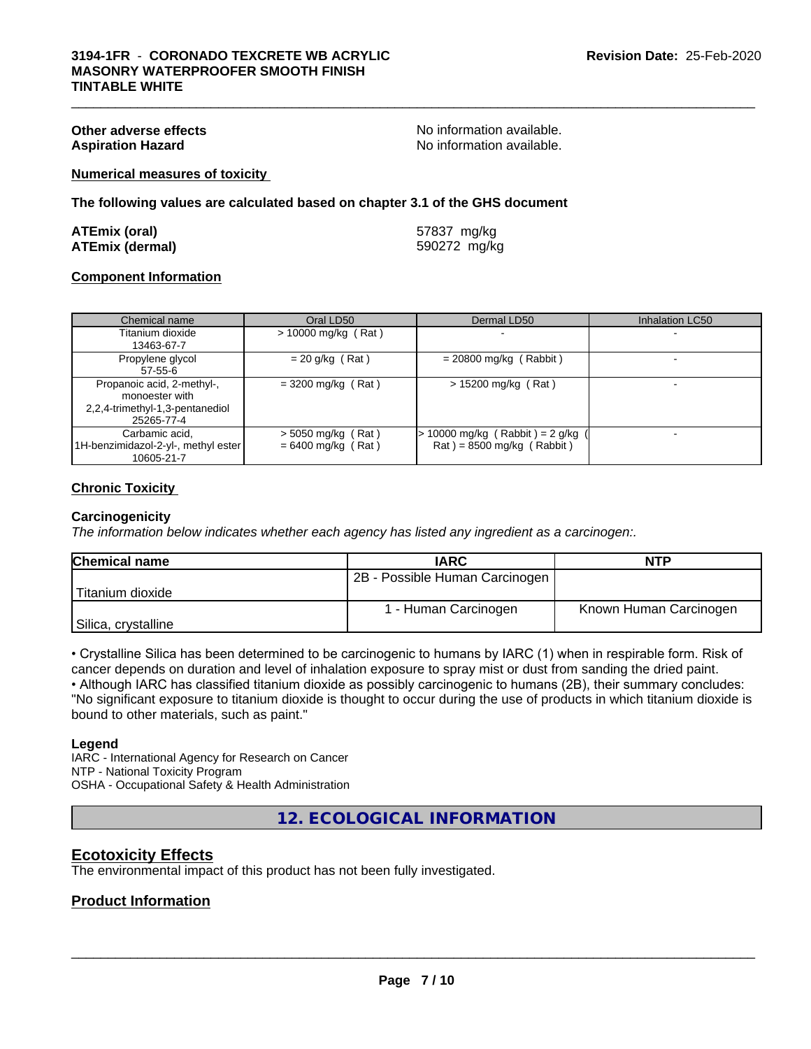**Other adverse effects** No information available.
**Aspiration Hazard** No information available.

**Numerical measures of toxicity**

**The following values are calculated based on chapter 3.1 of the GHS document**

**ATEmix (oral)** 57837 mg/kg
**ATEmix (dermal)** 590272 mg/kg

**Component Information**

| Chemical name | Oral LD50 | Dermal LD50 | Inhalation LC50 |
|---|---|---|---|
| Titanium dioxide<br>13463-67-7 | > 10000 mg/kg ( Rat ) | - | - |
| Propylene glycol<br>57-55-6 | = 20 g/kg ( Rat ) | = 20800 mg/kg ( Rabbit ) | - |
| Propanoic acid, 2-methyl-, monoester with 2,2,4-trimethyl-1,3-pentanediol<br>25265-77-4 | = 3200 mg/kg ( Rat ) | > 15200 mg/kg ( Rat ) | - |
| Carbamic acid, 1H-benzimidazol-2-yl-, methyl ester<br>10605-21-7 | > 5050 mg/kg ( Rat )<br>= 6400 mg/kg ( Rat ) | > 10000 mg/kg ( Rabbit ) = 2 g/kg ( Rat ) = 8500 mg/kg ( Rabbit ) | - |

**Chronic Toxicity**

**Carcinogenicity**

*The information below indicates whether each agency has listed any ingredient as a carcinogen:.*

| Chemical name | IARC | NTP |
|---|---|---|
| Titanium dioxide | 2B - Possible Human Carcinogen | |
| Silica, crystalline | 1 - Human Carcinogen | Known Human Carcinogen |

• Crystalline Silica has been determined to be carcinogenic to humans by IARC (1) when in respirable form. Risk of cancer depends on duration and level of inhalation exposure to spray mist or dust from sanding the dried paint.
• Although IARC has classified titanium dioxide as possibly carcinogenic to humans (2B), their summary concludes: "No significant exposure to titanium dioxide is thought to occur during the use of products in which titanium dioxide is bound to other materials, such as paint."

**Legend**

IARC - International Agency for Research on Cancer
NTP - National Toxicity Program
OSHA - Occupational Safety & Health Administration

## 12. ECOLOGICAL INFORMATION

## Ecotoxicity Effects

The environmental impact of this product has not been fully investigated.

### Product Information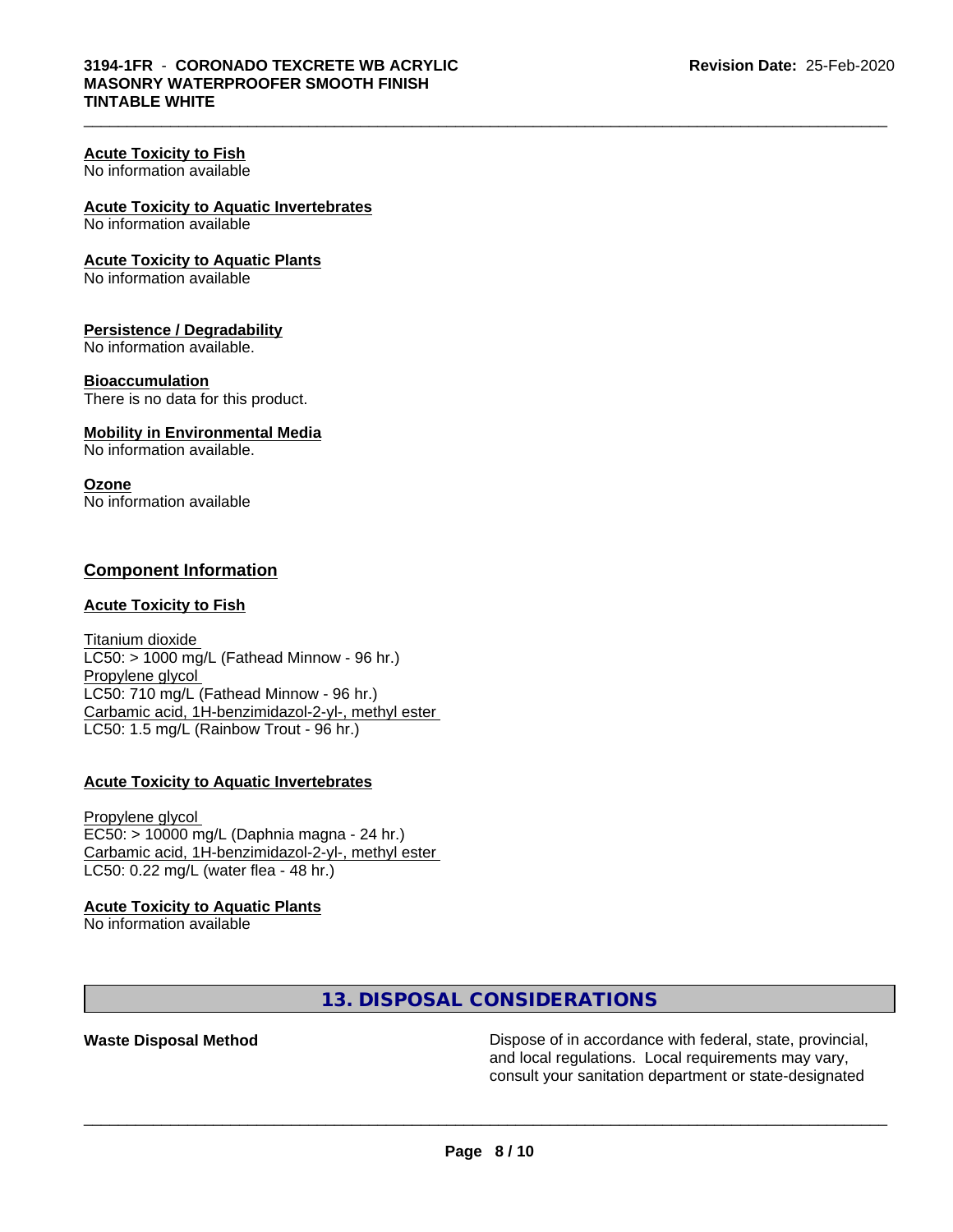**Acute Toxicity to Fish**
No information available

**Acute Toxicity to Aquatic Invertebrates**
No information available

**Acute Toxicity to Aquatic Plants**
No information available

**Persistence / Degradability**
No information available.

**Bioaccumulation**
There is no data for this product.

**Mobility in Environmental Media**
No information available.

**Ozone**
No information available

## Component Information

**Acute Toxicity to Fish**

Titanium dioxide
LC50: > 1000 mg/L (Fathead Minnow - 96 hr.)
Propylene glycol
LC50: 710 mg/L (Fathead Minnow - 96 hr.)
Carbamic acid, 1H-benzimidazol-2-yl-, methyl ester
LC50: 1.5 mg/L (Rainbow Trout - 96 hr.)

**Acute Toxicity to Aquatic Invertebrates**

Propylene glycol
EC50: > 10000 mg/L (Daphnia magna - 24 hr.)
Carbamic acid, 1H-benzimidazol-2-yl-, methyl ester
LC50: 0.22 mg/L (water flea - 48 hr.)

**Acute Toxicity to Aquatic Plants**
No information available

## 13. DISPOSAL CONSIDERATIONS

**Waste Disposal Method**

Dispose of in accordance with federal, state, provincial, and local regulations. Local requirements may vary, consult your sanitation department or state-designated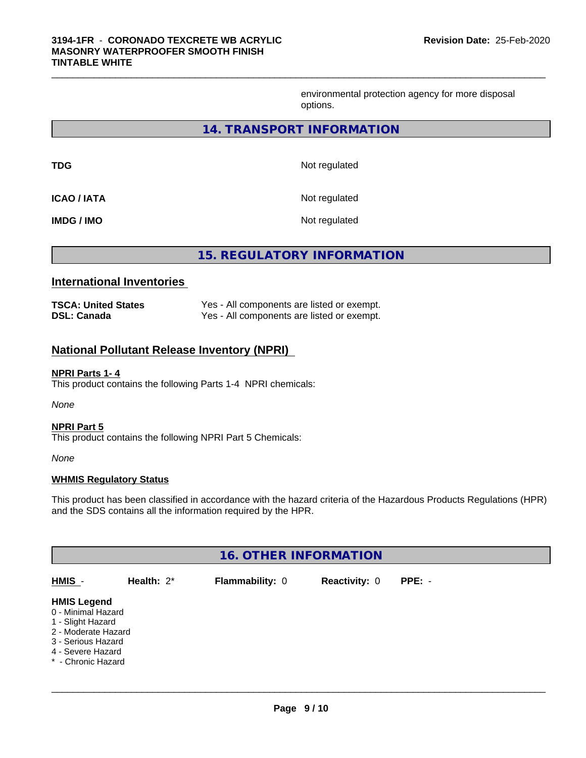environmental protection agency for more disposal options.

## 14. TRANSPORT INFORMATION

| | |
|---|---|
| **TDG** | Not regulated |
| **ICAO / IATA** | Not regulated |
| **IMDG / IMO** | Not regulated |

## 15. REGULATORY INFORMATION

### International Inventories

| | |
|---|---|
| **TSCA: United States** | Yes - All components are listed or exempt. |
| **DSL: Canada** | Yes - All components are listed or exempt. |

### National Pollutant Release Inventory (NPRI)

**NPRI Parts 1- 4**

This product contains the following Parts 1-4 NPRI chemicals:

*None*

**NPRI Part 5**

This product contains the following NPRI Part 5 Chemicals:

*None*

**WHMIS Regulatory Status**

This product has been classified in accordance with the hazard criteria of the Hazardous Products Regulations (HPR) and the SDS contains all the information required by the HPR.

## 16. OTHER INFORMATION

| HMIS - | Health: 2* | Flammability: 0 | Reactivity: 0 | PPE: - |
|---|---|---|---|---|

**HMIS Legend**

- 0 - Minimal Hazard
- 1 - Slight Hazard
- 2 - Moderate Hazard
- 3 - Serious Hazard
- 4 - Severe Hazard
- * - Chronic Hazard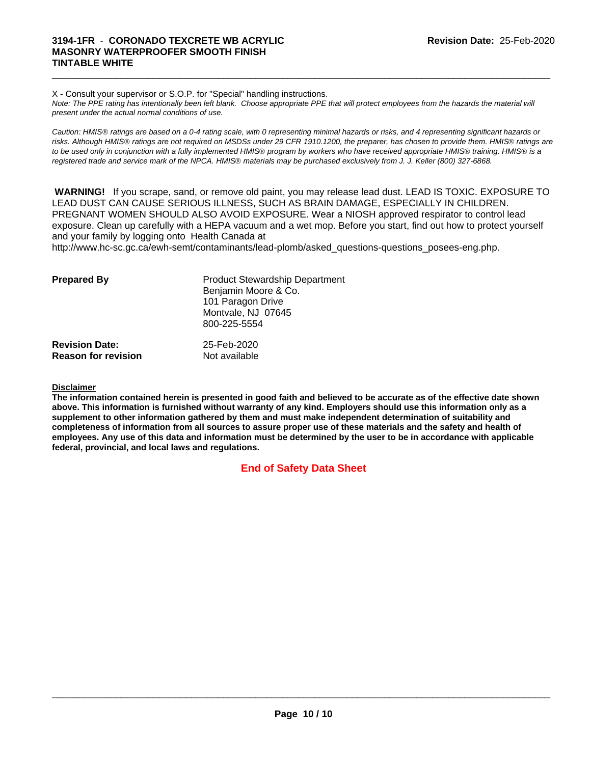X - Consult your supervisor or S.O.P. for "Special" handling instructions.

*Note: The PPE rating has intentionally been left blank. Choose appropriate PPE that will protect employees from the hazards the material will present under the actual normal conditions of use.*

*Caution: HMIS® ratings are based on a 0-4 rating scale, with 0 representing minimal hazards or risks, and 4 representing significant hazards or risks. Although HMIS® ratings are not required on MSDSs under 29 CFR 1910.1200, the preparer, has chosen to provide them. HMIS® ratings are to be used only in conjunction with a fully implemented HMIS® program by workers who have received appropriate HMIS® training. HMIS® is a registered trade and service mark of the NPCA. HMIS® materials may be purchased exclusively from J. J. Keller (800) 327-6868.*

**WARNING!** If you scrape, sand, or remove old paint, you may release lead dust. LEAD IS TOXIC. EXPOSURE TO LEAD DUST CAN CAUSE SERIOUS ILLNESS, SUCH AS BRAIN DAMAGE, ESPECIALLY IN CHILDREN. PREGNANT WOMEN SHOULD ALSO AVOID EXPOSURE. Wear a NIOSH approved respirator to control lead exposure. Clean up carefully with a HEPA vacuum and a wet mop. Before you start, find out how to protect yourself and your family by logging onto Health Canada at http://www.hc-sc.gc.ca/ewh-semt/contaminants/lead-plomb/asked_questions-questions_posees-eng.php.

| | |
|---|---|
| **Prepared By** | Product Stewardship Department<br>Benjamin Moore & Co.<br>101 Paragon Drive<br>Montvale, NJ 07645<br>800-225-5554 |
| **Revision Date:** | 25-Feb-2020 |
| **Reason for revision** | Not available |

**Disclaimer**

**The information contained herein is presented in good faith and believed to be accurate as of the effective date shown above. This information is furnished without warranty of any kind. Employers should use this information only as a supplement to other information gathered by them and must make independent determination of suitability and completeness of information from all sources to assure proper use of these materials and the safety and health of employees. Any use of this data and information must be determined by the user to be in accordance with applicable federal, provincial, and local laws and regulations.**

**End of Safety Data Sheet**